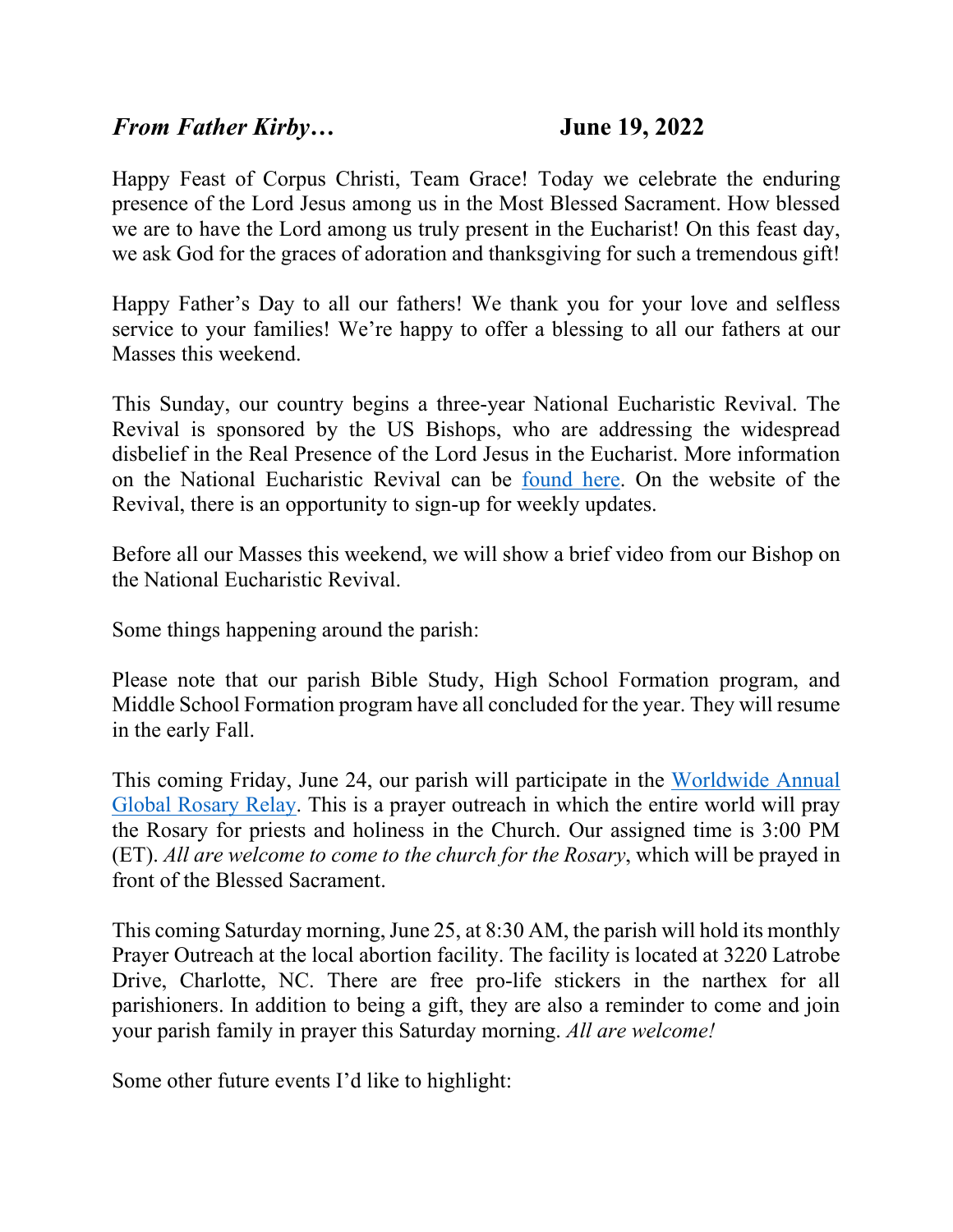***From Father Kirby…*** **June 19, 2022**

Happy Feast of Corpus Christi, Team Grace! Today we celebrate the enduring presence of the Lord Jesus among us in the Most Blessed Sacrament. How blessed we are to have the Lord among us truly present in the Eucharist! On this feast day, we ask God for the graces of adoration and thanksgiving for such a tremendous gift!

Happy Father's Day to all our fathers! We thank you for your love and selfless service to your families! We're happy to offer a blessing to all our fathers at our Masses this weekend.

This Sunday, our country begins a three-year National Eucharistic Revival. The Revival is sponsored by the US Bishops, who are addressing the widespread disbelief in the Real Presence of the Lord Jesus in the Eucharist. More information on the National Eucharistic Revival can be found here. On the website of the Revival, there is an opportunity to sign-up for weekly updates.

Before all our Masses this weekend, we will show a brief video from our Bishop on the National Eucharistic Revival.

Some things happening around the parish:

Please note that our parish Bible Study, High School Formation program, and Middle School Formation program have all concluded for the year. They will resume in the early Fall.

This coming Friday, June 24, our parish will participate in the Worldwide Annual Global Rosary Relay. This is a prayer outreach in which the entire world will pray the Rosary for priests and holiness in the Church. Our assigned time is 3:00 PM (ET). *All are welcome to come to the church for the Rosary*, which will be prayed in front of the Blessed Sacrament.

This coming Saturday morning, June 25, at 8:30 AM, the parish will hold its monthly Prayer Outreach at the local abortion facility. The facility is located at 3220 Latrobe Drive, Charlotte, NC. There are free pro-life stickers in the narthex for all parishioners. In addition to being a gift, they are also a reminder to come and join your parish family in prayer this Saturday morning. *All are welcome!*

Some other future events I'd like to highlight: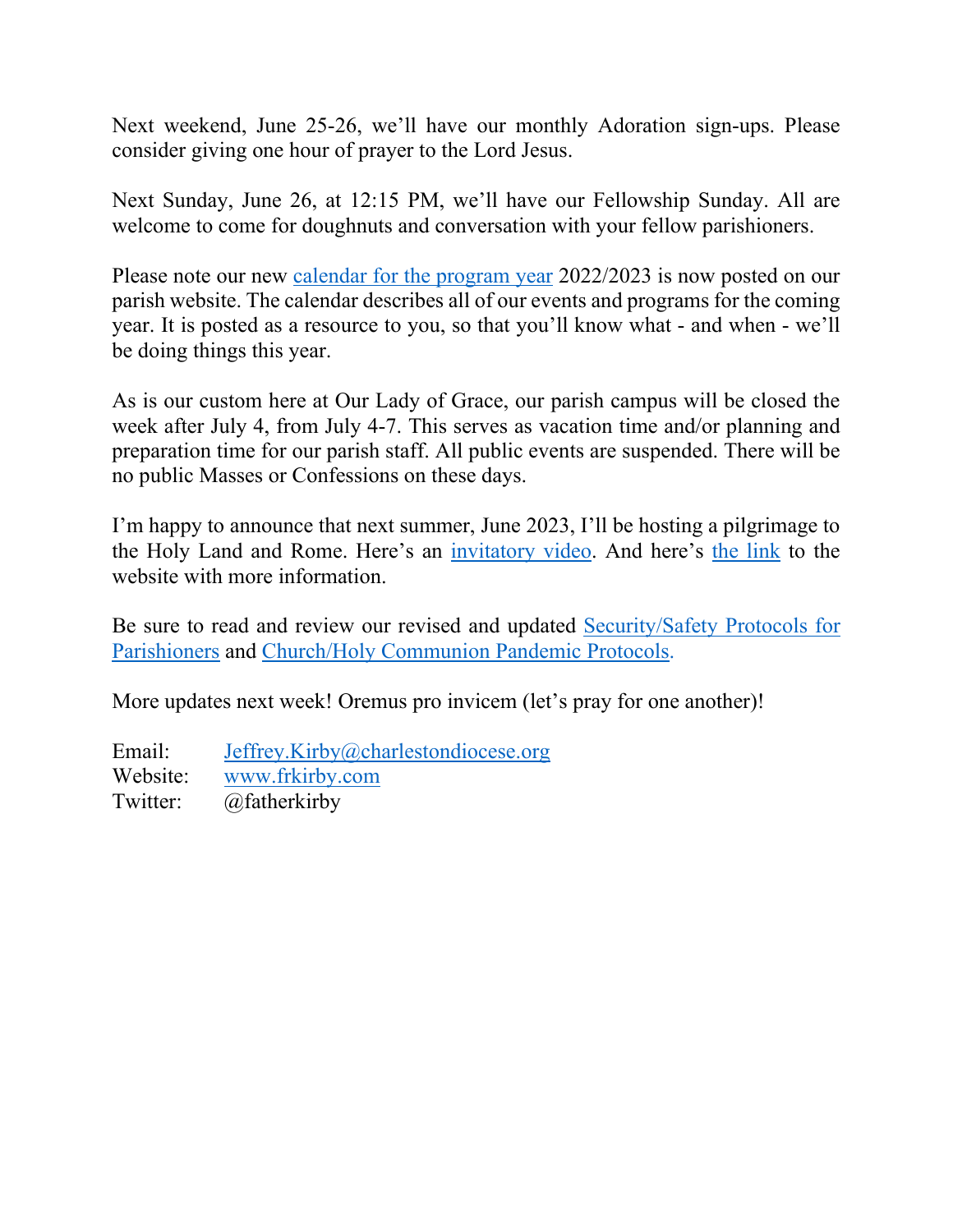Next weekend, June 25-26, we'll have our monthly Adoration sign-ups. Please consider giving one hour of prayer to the Lord Jesus.

Next Sunday, June 26, at 12:15 PM, we'll have our Fellowship Sunday. All are welcome to come for doughnuts and conversation with your fellow parishioners.

Please note our new calendar for the program year 2022/2023 is now posted on our parish website. The calendar describes all of our events and programs for the coming year. It is posted as a resource to you, so that you'll know what - and when - we'll be doing things this year.

As is our custom here at Our Lady of Grace, our parish campus will be closed the week after July 4, from July 4-7. This serves as vacation time and/or planning and preparation time for our parish staff. All public events are suspended. There will be no public Masses or Confessions on these days.

I'm happy to announce that next summer, June 2023, I'll be hosting a pilgrimage to the Holy Land and Rome. Here's an invitatory video. And here's the link to the website with more information.

Be sure to read and review our revised and updated Security/Safety Protocols for Parishioners and Church/Holy Communion Pandemic Protocols.

More updates next week! Oremus pro invicem (let's pray for one another)!

Email: Jeffrey.Kirby@charlestondiocese.org  
Website: www.frkirby.com  
Twitter: @fatherkirby